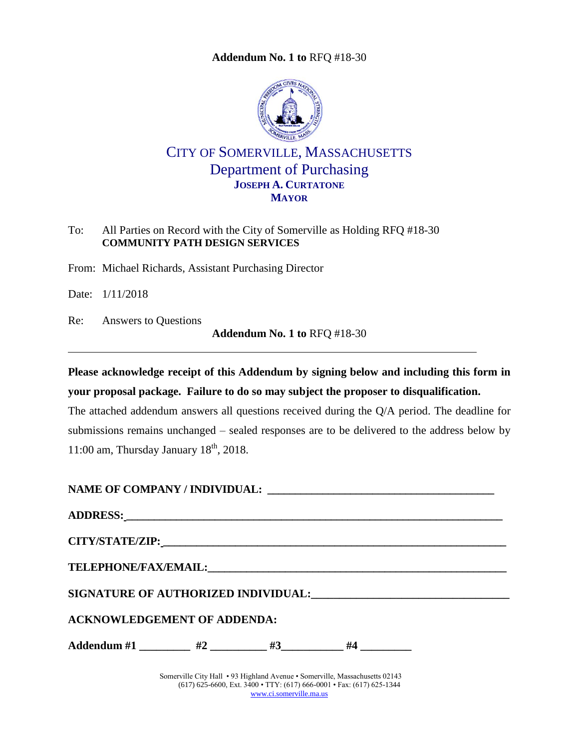**Addendum No. 1 to** RFQ #18-30

CITY OF SOMERVILLE, MASSACHUSETTS
Department of Purchasing
**JOSEPH A. CURTATONE**
**MAYOR**

To: All Parties on Record with the City of Somerville as Holding RFQ #18-30
**COMMUNITY PATH DESIGN SERVICES**

From: Michael Richards, Assistant Purchasing Director

Date: 1/11/2018

Re: Answers to Questions

**Addendum No. 1 to** RFQ #18-30

---

**Please acknowledge receipt of this Addendum by signing below and including this form in your proposal package. Failure to do so may subject the proposer to disqualification.**

The attached addendum answers all questions received during the Q/A period. The deadline for submissions remains unchanged – sealed responses are to be delivered to the address below by 11:00 am, Thursday January 18th, 2018.

**NAME OF COMPANY / INDIVIDUAL:** ________________________________________

**ADDRESS:**________________________________________________________________

**CITY/STATE/ZIP:**___________________________________________________________

**TELEPHONE/FAX/EMAIL:**____________________________________________________

**SIGNATURE OF AUTHORIZED INDIVIDUAL:**_________________________________

**ACKNOWLEDGEMENT OF ADDENDA:**

**Addendum #1** _________ **#2** __________ **#3**___________ **#4** _________

Somerville City Hall • 93 Highland Avenue • Somerville, Massachusetts 02143
(617) 625-6600, Ext. 3400 • TTY: (617) 666-0001 • Fax: (617) 625-1344
www.ci.somerville.ma.us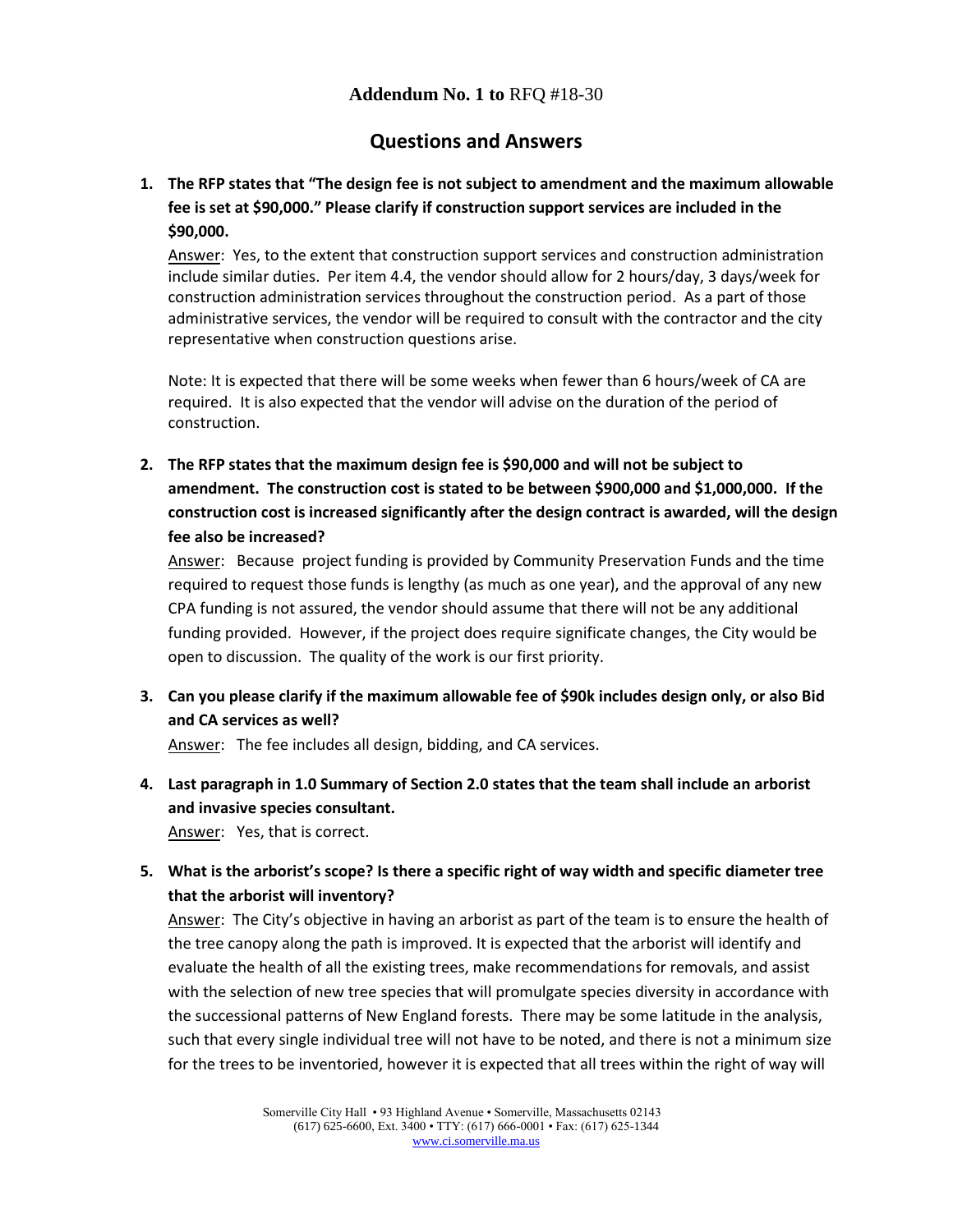## Addendum No. 1 to RFQ #18-30

## Questions and Answers

1. **The RFP states that "The design fee is not subject to amendment and the maximum allowable fee is set at $90,000." Please clarify if construction support services are included in the $90,000.**

   Answer: Yes, to the extent that construction support services and construction administration include similar duties. Per item 4.4, the vendor should allow for 2 hours/day, 3 days/week for construction administration services throughout the construction period. As a part of those administrative services, the vendor will be required to consult with the contractor and the city representative when construction questions arise.

   Note: It is expected that there will be some weeks when fewer than 6 hours/week of CA are required. It is also expected that the vendor will advise on the duration of the period of construction.

2. **The RFP states that the maximum design fee is $90,000 and will not be subject to amendment. The construction cost is stated to be between $900,000 and $1,000,000. If the construction cost is increased significantly after the design contract is awarded, will the design fee also be increased?**

   Answer: Because project funding is provided by Community Preservation Funds and the time required to request those funds is lengthy (as much as one year), and the approval of any new CPA funding is not assured, the vendor should assume that there will not be any additional funding provided. However, if the project does require significate changes, the City would be open to discussion. The quality of the work is our first priority.

3. **Can you please clarify if the maximum allowable fee of $90k includes design only, or also Bid and CA services as well?**

   Answer: The fee includes all design, bidding, and CA services.

4. **Last paragraph in 1.0 Summary of Section 2.0 states that the team shall include an arborist and invasive species consultant.**

   Answer: Yes, that is correct.

5. **What is the arborist's scope? Is there a specific right of way width and specific diameter tree that the arborist will inventory?**

   Answer: The City's objective in having an arborist as part of the team is to ensure the health of the tree canopy along the path is improved. It is expected that the arborist will identify and evaluate the health of all the existing trees, make recommendations for removals, and assist with the selection of new tree species that will promulgate species diversity in accordance with the successional patterns of New England forests. There may be some latitude in the analysis, such that every single individual tree will not have to be noted, and there is not a minimum size for the trees to be inventoried, however it is expected that all trees within the right of way will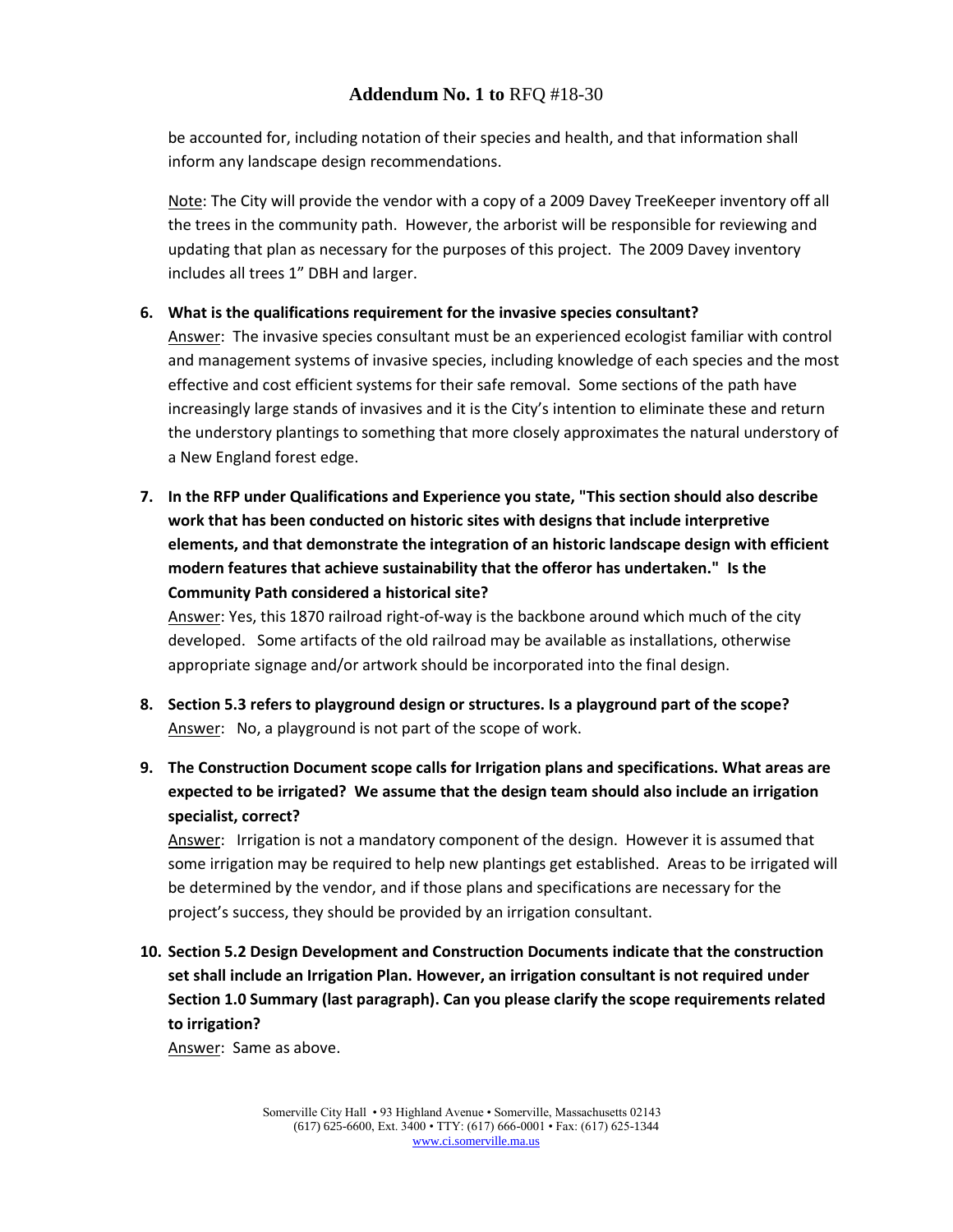be accounted for, including notation of their species and health, and that information shall inform any landscape design recommendations.

Note: The City will provide the vendor with a copy of a 2009 Davey TreeKeeper inventory off all the trees in the community path. However, the arborist will be responsible for reviewing and updating that plan as necessary for the purposes of this project. The 2009 Davey inventory includes all trees 1" DBH and larger.

6. **What is the qualifications requirement for the invasive species consultant?**
   Answer: The invasive species consultant must be an experienced ecologist familiar with control and management systems of invasive species, including knowledge of each species and the most effective and cost efficient systems for their safe removal. Some sections of the path have increasingly large stands of invasives and it is the City's intention to eliminate these and return the understory plantings to something that more closely approximates the natural understory of a New England forest edge.

7. **In the RFP under Qualifications and Experience you state, "This section should also describe work that has been conducted on historic sites with designs that include interpretive elements, and that demonstrate the integration of an historic landscape design with efficient modern features that achieve sustainability that the offeror has undertaken." Is the Community Path considered a historical site?**
   Answer: Yes, this 1870 railroad right-of-way is the backbone around which much of the city developed. Some artifacts of the old railroad may be available as installations, otherwise appropriate signage and/or artwork should be incorporated into the final design.

8. **Section 5.3 refers to playground design or structures. Is a playground part of the scope?**
   Answer: No, a playground is not part of the scope of work.

9. **The Construction Document scope calls for Irrigation plans and specifications. What areas are expected to be irrigated? We assume that the design team should also include an irrigation specialist, correct?**
   Answer: Irrigation is not a mandatory component of the design. However it is assumed that some irrigation may be required to help new plantings get established. Areas to be irrigated will be determined by the vendor, and if those plans and specifications are necessary for the project's success, they should be provided by an irrigation consultant.

10. **Section 5.2 Design Development and Construction Documents indicate that the construction set shall include an Irrigation Plan. However, an irrigation consultant is not required under Section 1.0 Summary (last paragraph). Can you please clarify the scope requirements related to irrigation?**
    Answer: Same as above.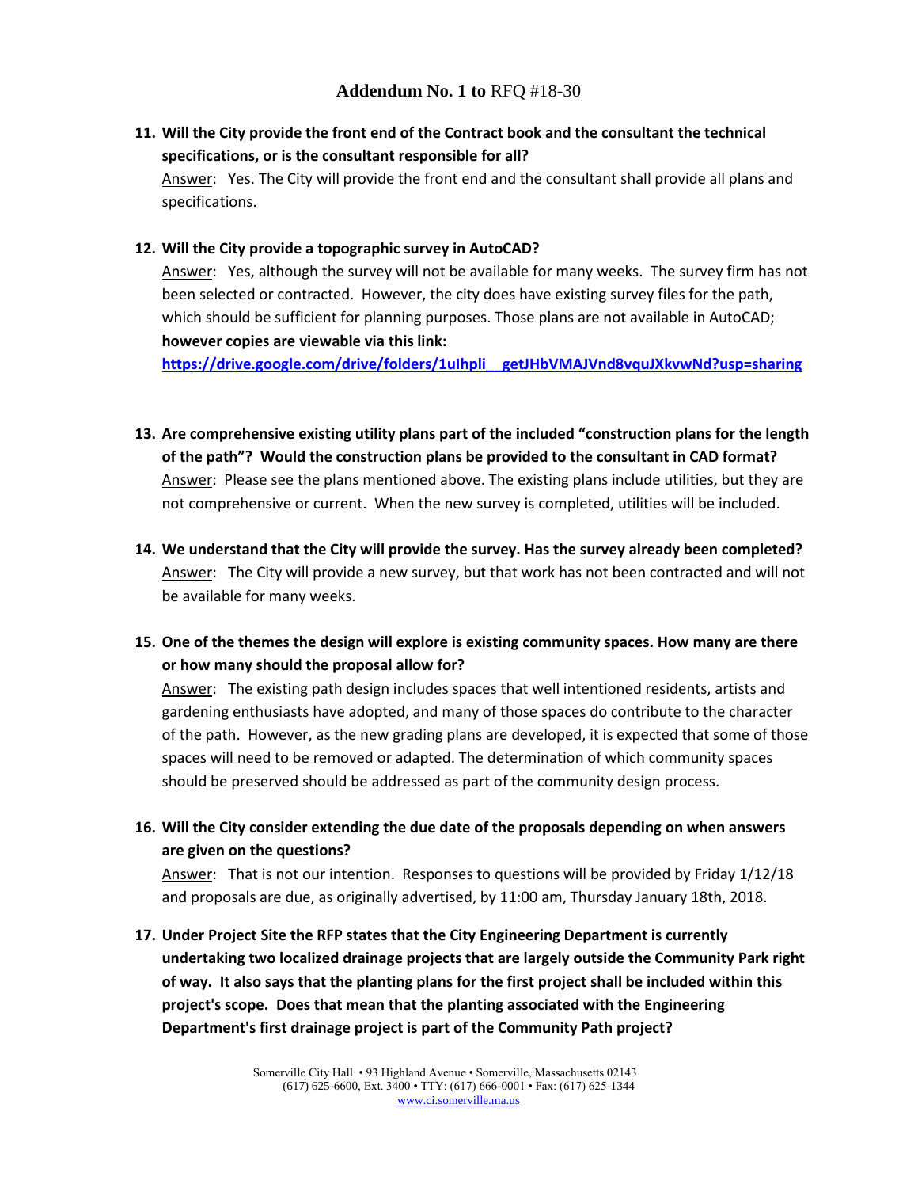## **Addendum No. 1 to** RFQ #18-30

11. **Will the City provide the front end of the Contract book and the consultant the technical specifications, or is the consultant responsible for all?**
    Answer: Yes. The City will provide the front end and the consultant shall provide all plans and specifications.

12. **Will the City provide a topographic survey in AutoCAD?**
    Answer: Yes, although the survey will not be available for many weeks. The survey firm has not been selected or contracted. However, the city does have existing survey files for the path, which should be sufficient for planning purposes. Those plans are not available in AutoCAD; **however copies are viewable via this link:**
    **https://drive.google.com/drive/folders/1uIhpli__getJHbVMAJVnd8vquJXkvwNd?usp=sharing**

13. **Are comprehensive existing utility plans part of the included "construction plans for the length of the path"? Would the construction plans be provided to the consultant in CAD format?**
    Answer: Please see the plans mentioned above. The existing plans include utilities, but they are not comprehensive or current. When the new survey is completed, utilities will be included.

14. **We understand that the City will provide the survey. Has the survey already been completed?**
    Answer: The City will provide a new survey, but that work has not been contracted and will not be available for many weeks.

15. **One of the themes the design will explore is existing community spaces. How many are there or how many should the proposal allow for?**
    Answer: The existing path design includes spaces that well intentioned residents, artists and gardening enthusiasts have adopted, and many of those spaces do contribute to the character of the path. However, as the new grading plans are developed, it is expected that some of those spaces will need to be removed or adapted. The determination of which community spaces should be preserved should be addressed as part of the community design process.

16. **Will the City consider extending the due date of the proposals depending on when answers are given on the questions?**
    Answer: That is not our intention. Responses to questions will be provided by Friday 1/12/18 and proposals are due, as originally advertised, by 11:00 am, Thursday January 18th, 2018.

17. **Under Project Site the RFP states that the City Engineering Department is currently undertaking two localized drainage projects that are largely outside the Community Park right of way. It also says that the planting plans for the first project shall be included within this project's scope. Does that mean that the planting associated with the Engineering Department's first drainage project is part of the Community Path project?**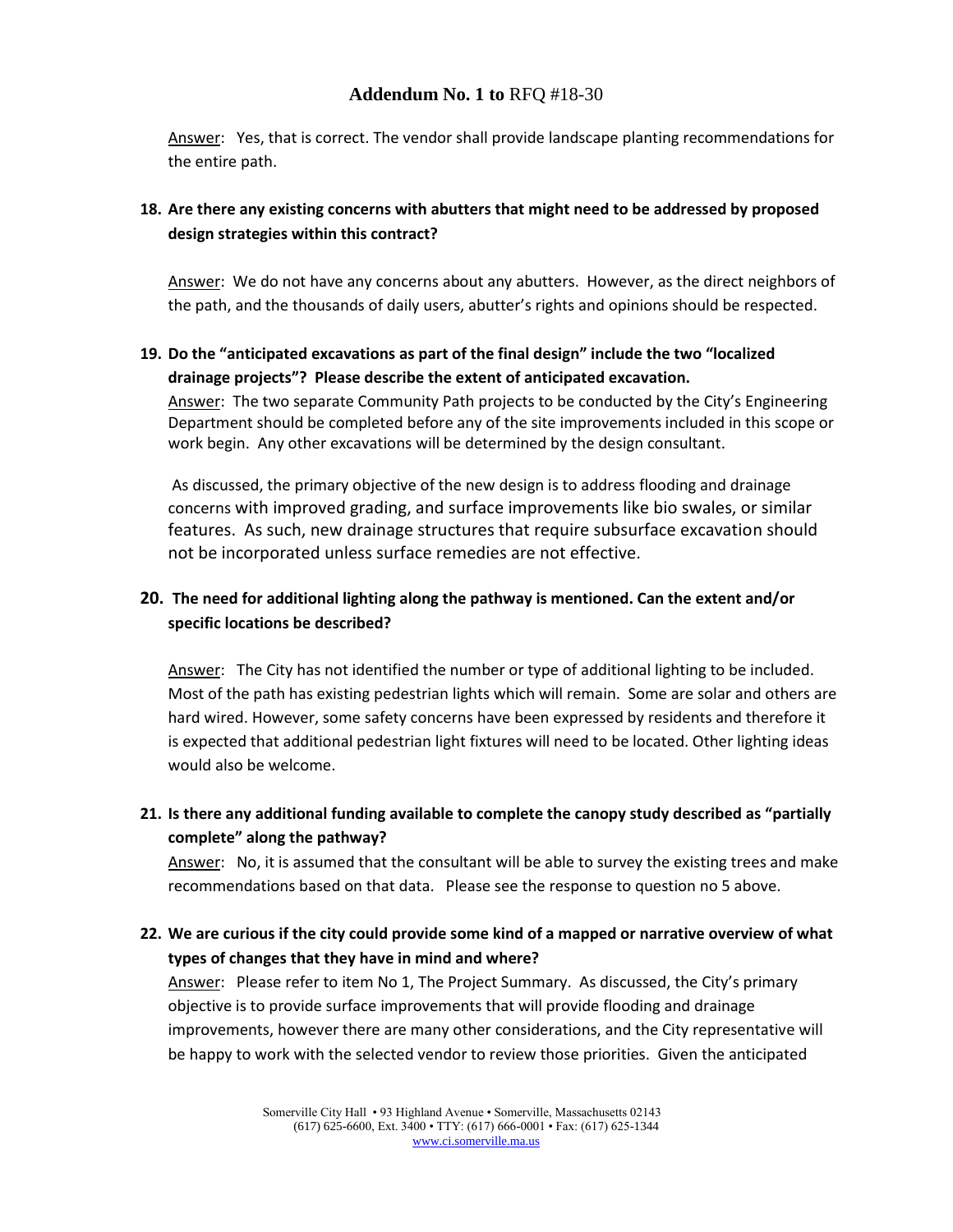Answer: Yes, that is correct. The vendor shall provide landscape planting recommendations for the entire path.

**18. Are there any existing concerns with abutters that might need to be addressed by proposed design strategies within this contract?**

Answer: We do not have any concerns about any abutters. However, as the direct neighbors of the path, and the thousands of daily users, abutter's rights and opinions should be respected.

**19. Do the "anticipated excavations as part of the final design" include the two "localized drainage projects"? Please describe the extent of anticipated excavation.**

Answer: The two separate Community Path projects to be conducted by the City's Engineering Department should be completed before any of the site improvements included in this scope or work begin. Any other excavations will be determined by the design consultant.

As discussed, the primary objective of the new design is to address flooding and drainage concerns with improved grading, and surface improvements like bio swales, or similar features. As such, new drainage structures that require subsurface excavation should not be incorporated unless surface remedies are not effective.

**20. The need for additional lighting along the pathway is mentioned. Can the extent and/or specific locations be described?**

Answer: The City has not identified the number or type of additional lighting to be included. Most of the path has existing pedestrian lights which will remain. Some are solar and others are hard wired. However, some safety concerns have been expressed by residents and therefore it is expected that additional pedestrian light fixtures will need to be located. Other lighting ideas would also be welcome.

**21. Is there any additional funding available to complete the canopy study described as "partially complete" along the pathway?**

Answer: No, it is assumed that the consultant will be able to survey the existing trees and make recommendations based on that data. Please see the response to question no 5 above.

**22. We are curious if the city could provide some kind of a mapped or narrative overview of what types of changes that they have in mind and where?**

Answer: Please refer to item No 1, The Project Summary. As discussed, the City's primary objective is to provide surface improvements that will provide flooding and drainage improvements, however there are many other considerations, and the City representative will be happy to work with the selected vendor to review those priorities. Given the anticipated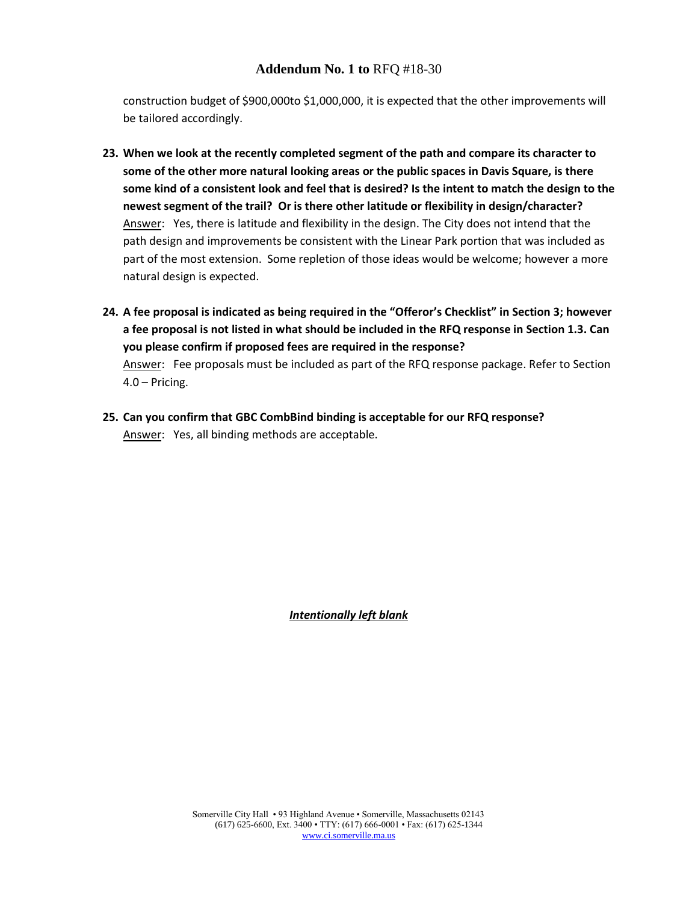construction budget of $900,000to $1,000,000, it is expected that the other improvements will be tailored accordingly.

23. **When we look at the recently completed segment of the path and compare its character to some of the other more natural looking areas or the public spaces in Davis Square, is there some kind of a consistent look and feel that is desired? Is the intent to match the design to the newest segment of the trail? Or is there other latitude or flexibility in design/character?**
    Answer: Yes, there is latitude and flexibility in the design. The City does not intend that the path design and improvements be consistent with the Linear Park portion that was included as part of the most extension. Some repletion of those ideas would be welcome; however a more natural design is expected.

24. **A fee proposal is indicated as being required in the "Offeror's Checklist" in Section 3; however a fee proposal is not listed in what should be included in the RFQ response in Section 1.3. Can you please confirm if proposed fees are required in the response?**
    Answer: Fee proposals must be included as part of the RFQ response package. Refer to Section 4.0 – Pricing.

25. **Can you confirm that GBC CombBind binding is acceptable for our RFQ response?**
    Answer: Yes, all binding methods are acceptable.

***Intentionally left blank***